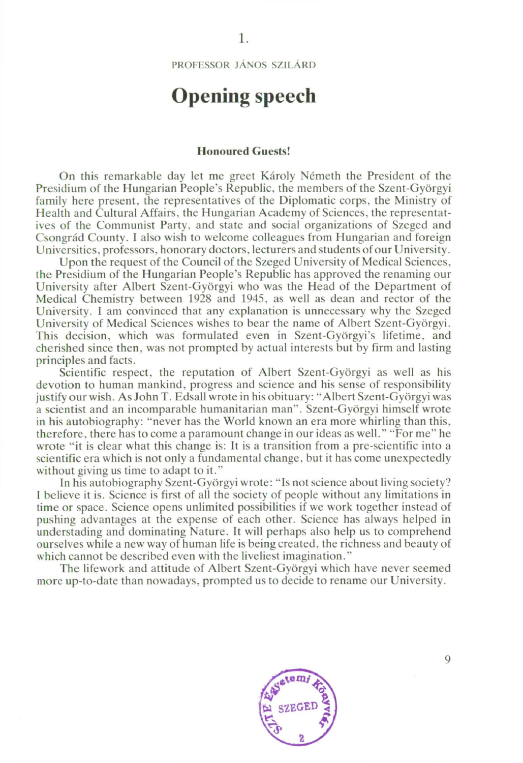1.

PROFESSOR JÁNOS SZILÁRD

# Opening speech

**Honoured Guests!**

On this remarkable day let me greet Károly Németh the President of the Presidium of the Hungarian People's Republic, the members of the Szent-Györgyi family here present, the representatives of the Diplomatic corps, the Ministry of Health and Cultural Affairs, the Hungarian Academy of Sciences, the representatives of the Communist Party, and state and social organizations of Szeged and Csongrád County. I also wish to welcome colleagues from Hungarian and foreign Universities, professors, honorary doctors, lecturers and students of our University.

Upon the request of the Council of the Szeged University of Medical Sciences, the Presidium of the Hungarian People's Republic has approved the renaming our University after Albert Szent-Györgyi who was the Head of the Department of Medical Chemistry between 1928 and 1945, as well as dean and rector of the University. I am convinced that any explanation is unnecessary why the Szeged University of Medical Sciences wishes to bear the name of Albert Szent-Györgyi. This decision, which was formulated even in Szent-Györgyi's lifetime, and cherished since then, was not prompted by actual interests but by firm and lasting principles and facts.

Scientific respect, the reputation of Albert Szent-Györgyi as well as his devotion to human mankind, progress and science and his sense of responsibility justify our wish. As John T. Edsall wrote in his obituary: "Albert Szent-Györgyi was a scientist and an incomparable humanitarian man". Szent-Györgyi himself wrote in his autobiography: "never has the World known an era more whirling than this, therefore, there has to come a paramount change in our ideas as well." "For me" he wrote "it is clear what this change is: It is a transition from a pre-scientific into a scientific era which is not only a fundamental change, but it has come unexpectedly without giving us time to adapt to it."

In his autobiography Szent-Györgyi wrote: "Is not science about living society? I believe it is. Science is first of all the society of people without any limitations in time or space. Science opens unlimited possibilities if we work together instead of pushing advantages at the expense of each other. Science has always helped in understading and dominating Nature. It will perhaps also help us to comprehend ourselves while a new way of human life is being created, the richness and beauty of which cannot be described even with the liveliest imagination."

The lifework and attitude of Albert Szent-Györgyi which have never seemed more up-to-date than nowadays, prompted us to decide to rename our University.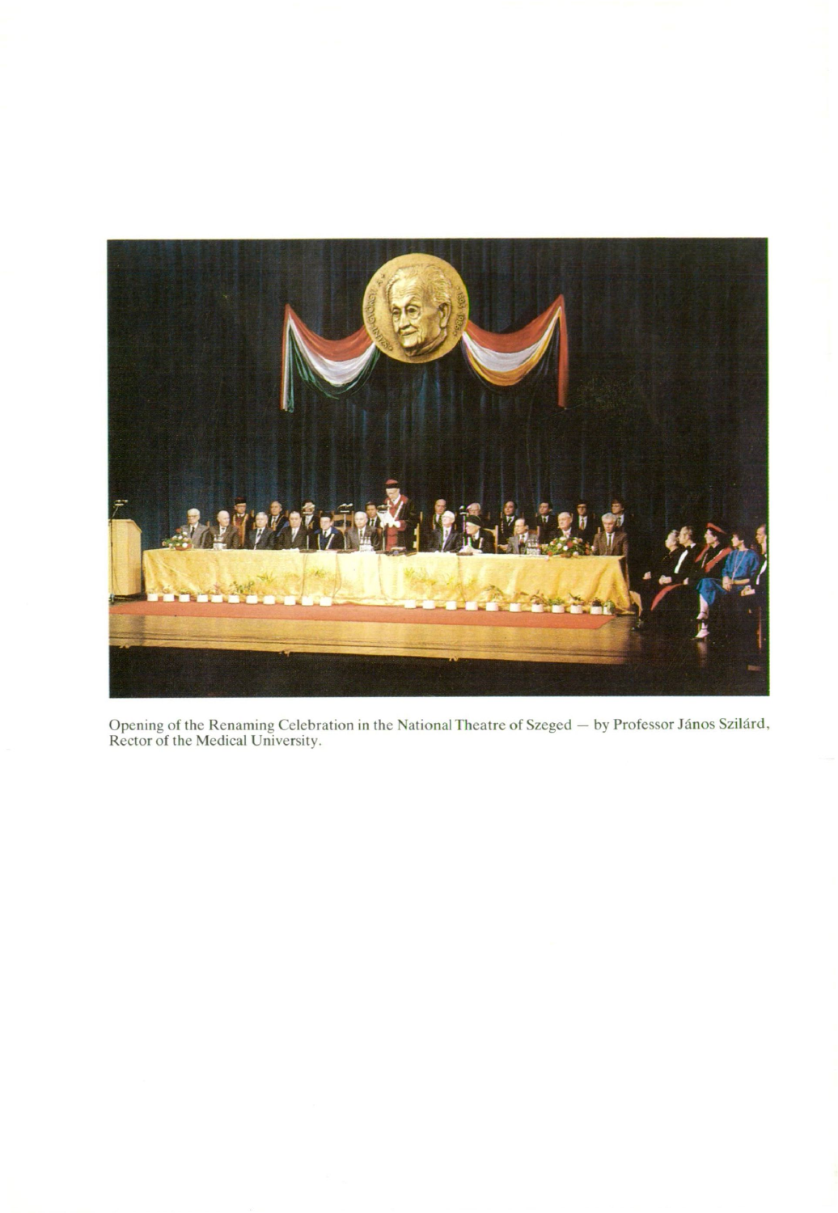Opening of the Renaming Celebration in the National Theatre of Szeged — by Professor János Szilárd, Rector of the Medical University.